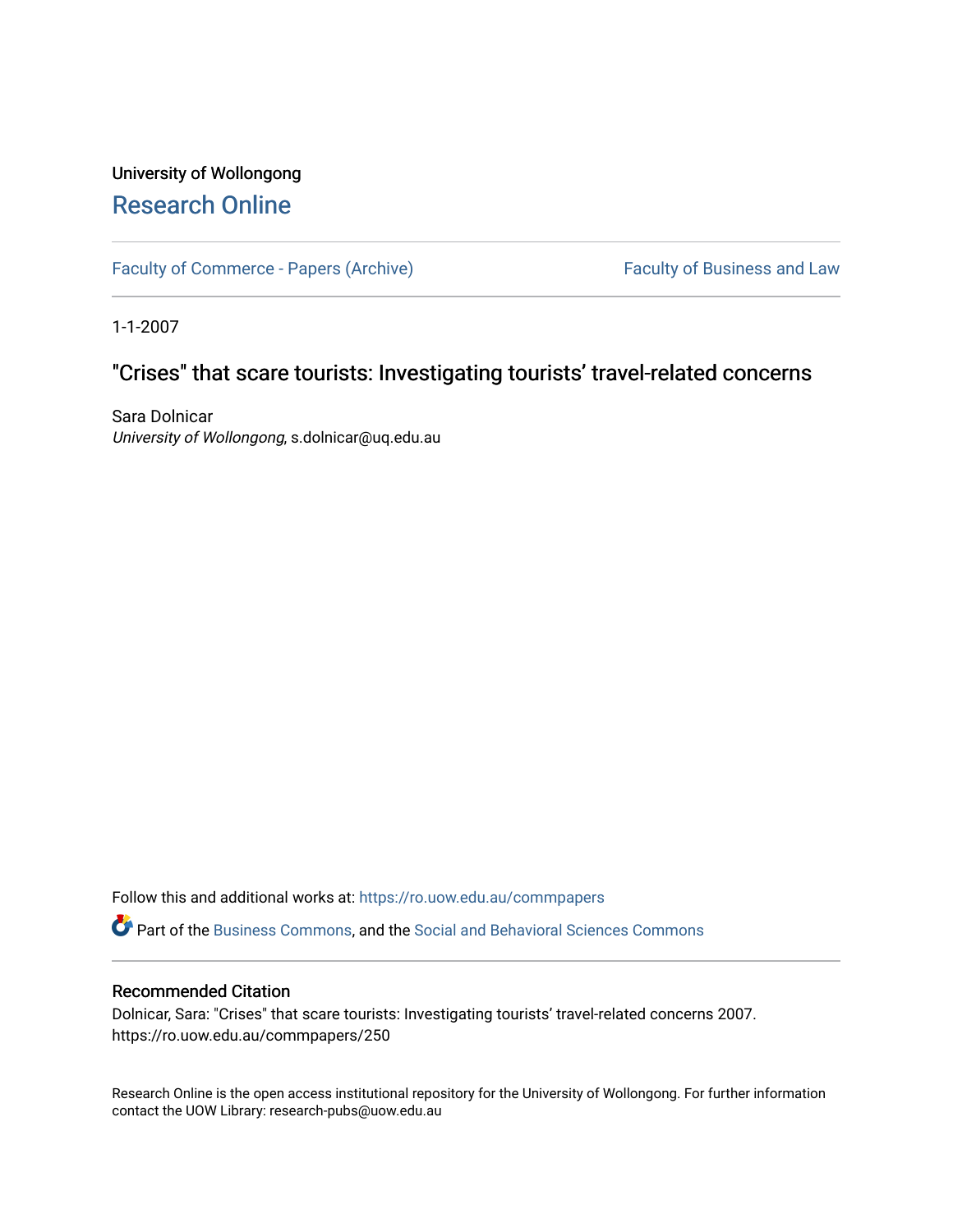University of Wollongong

# Research Online

Faculty of Commerce - Papers (Archive)

Faculty of Business and Law

1-1-2007

## "Crises" that scare tourists: Investigating tourists' travel-related concerns

Sara Dolnicar
*University of Wollongong*, s.dolnicar@uq.edu.au

Follow this and additional works at: https://ro.uow.edu.au/commpapers

Part of the Business Commons, and the Social and Behavioral Sciences Commons

### Recommended Citation

Dolnicar, Sara: "Crises" that scare tourists: Investigating tourists' travel-related concerns 2007.
https://ro.uow.edu.au/commpapers/250

Research Online is the open access institutional repository for the University of Wollongong. For further information contact the UOW Library: research-pubs@uow.edu.au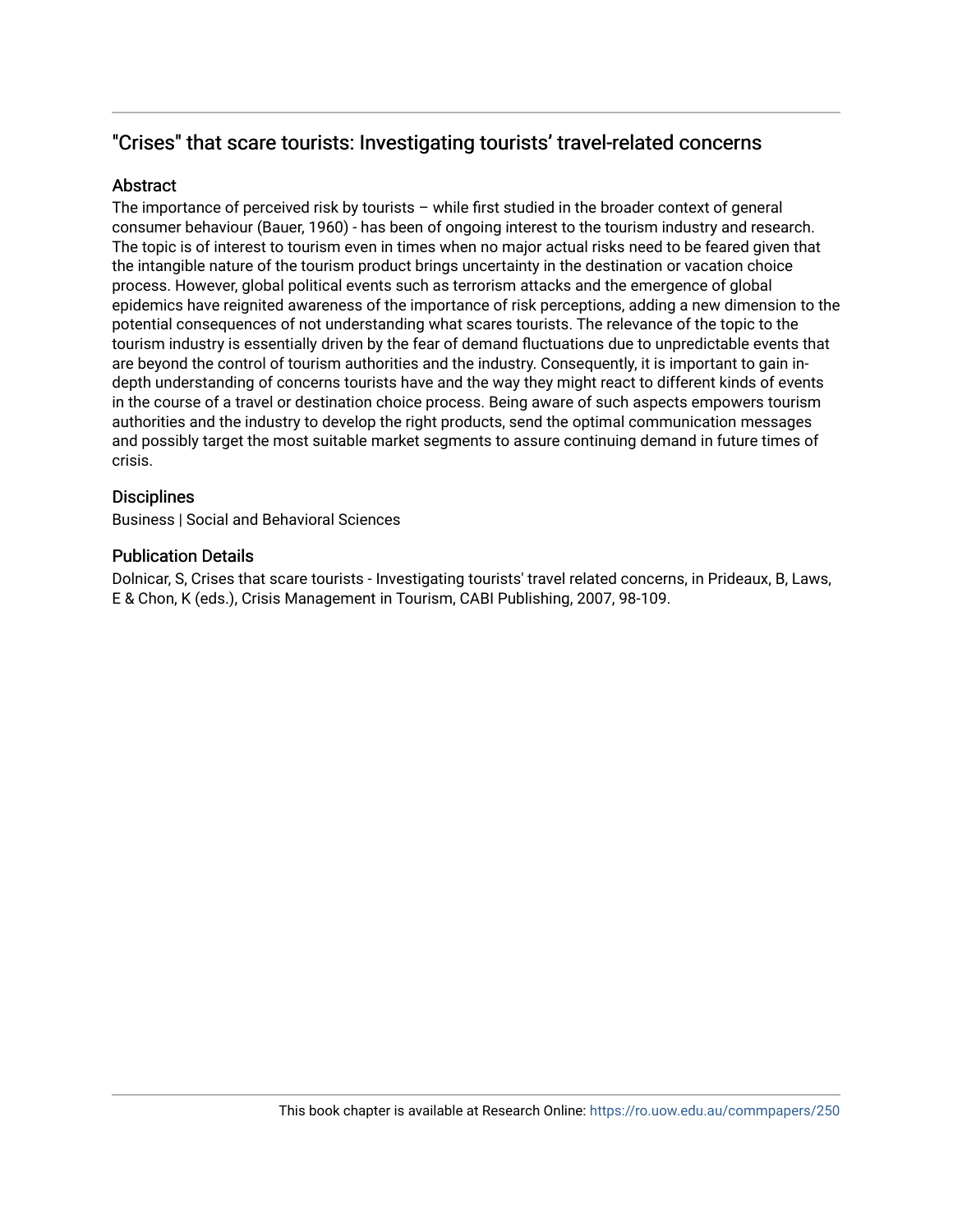## "Crises" that scare tourists: Investigating tourists' travel-related concerns

### Abstract

The importance of perceived risk by tourists – while first studied in the broader context of general consumer behaviour (Bauer, 1960) - has been of ongoing interest to the tourism industry and research. The topic is of interest to tourism even in times when no major actual risks need to be feared given that the intangible nature of the tourism product brings uncertainty in the destination or vacation choice process. However, global political events such as terrorism attacks and the emergence of global epidemics have reignited awareness of the importance of risk perceptions, adding a new dimension to the potential consequences of not understanding what scares tourists. The relevance of the topic to the tourism industry is essentially driven by the fear of demand fluctuations due to unpredictable events that are beyond the control of tourism authorities and the industry. Consequently, it is important to gain in-depth understanding of concerns tourists have and the way they might react to different kinds of events in the course of a travel or destination choice process. Being aware of such aspects empowers tourism authorities and the industry to develop the right products, send the optimal communication messages and possibly target the most suitable market segments to assure continuing demand in future times of crisis.

### Disciplines

Business | Social and Behavioral Sciences

### Publication Details

Dolnicar, S, Crises that scare tourists - Investigating tourists' travel related concerns, in Prideaux, B, Laws, E & Chon, K (eds.), Crisis Management in Tourism, CABI Publishing, 2007, 98-109.

This book chapter is available at Research Online: https://ro.uow.edu.au/commpapers/250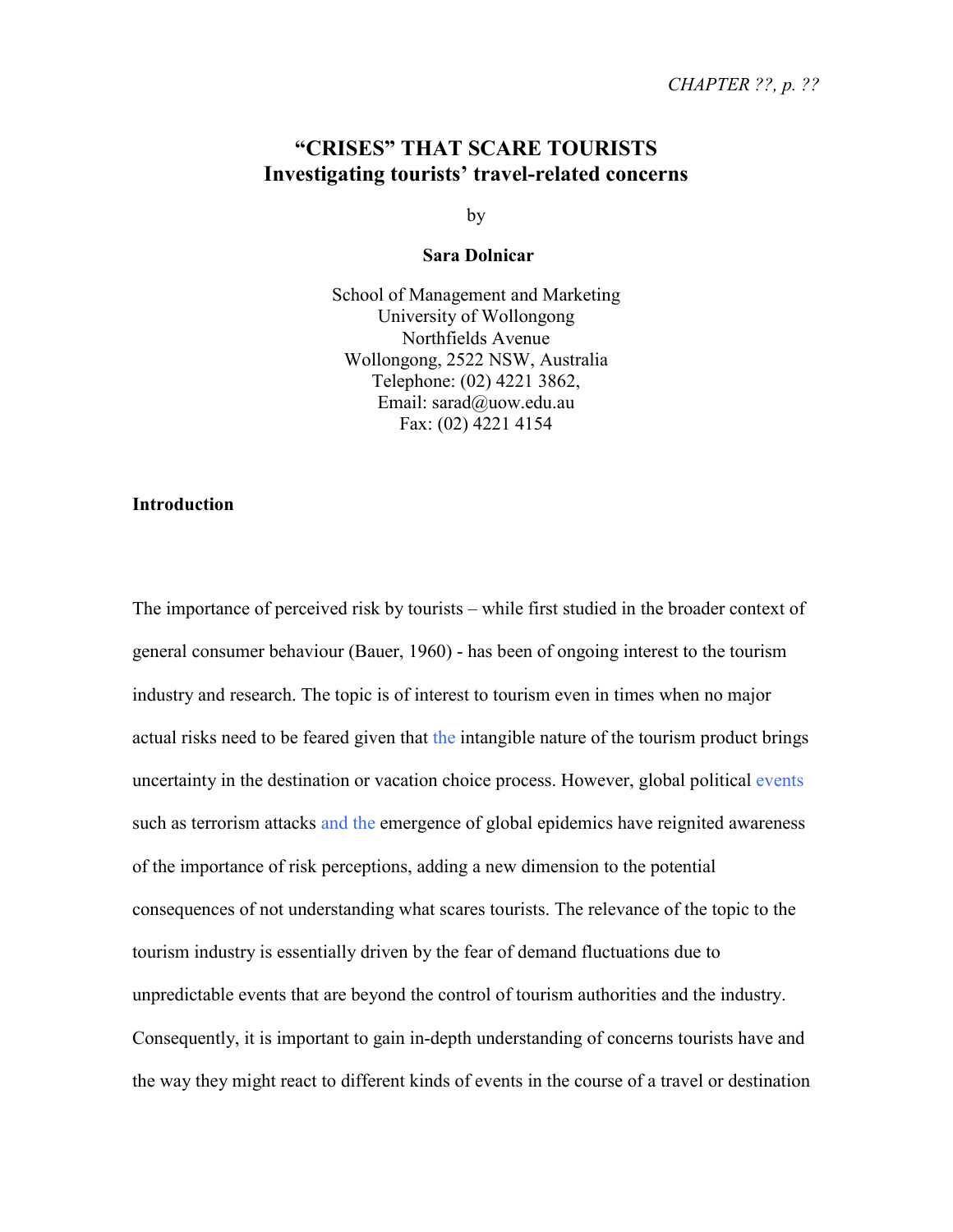*CHAPTER ??, p. ??*

# "CRISES" THAT SCARE TOURISTS
## Investigating tourists' travel-related concerns

by

**Sara Dolnicar**

School of Management and Marketing
University of Wollongong
Northfields Avenue
Wollongong, 2522 NSW, Australia
Telephone: (02) 4221 3862,
Email: sarad@uow.edu.au
Fax: (02) 4221 4154

### Introduction

The importance of perceived risk by tourists – while first studied in the broader context of general consumer behaviour (Bauer, 1960) - has been of ongoing interest to the tourism industry and research. The topic is of interest to tourism even in times when no major actual risks need to be feared given that the intangible nature of the tourism product brings uncertainty in the destination or vacation choice process. However, global political events such as terrorism attacks and the emergence of global epidemics have reignited awareness of the importance of risk perceptions, adding a new dimension to the potential consequences of not understanding what scares tourists. The relevance of the topic to the tourism industry is essentially driven by the fear of demand fluctuations due to unpredictable events that are beyond the control of tourism authorities and the industry. Consequently, it is important to gain in-depth understanding of concerns tourists have and the way they might react to different kinds of events in the course of a travel or destination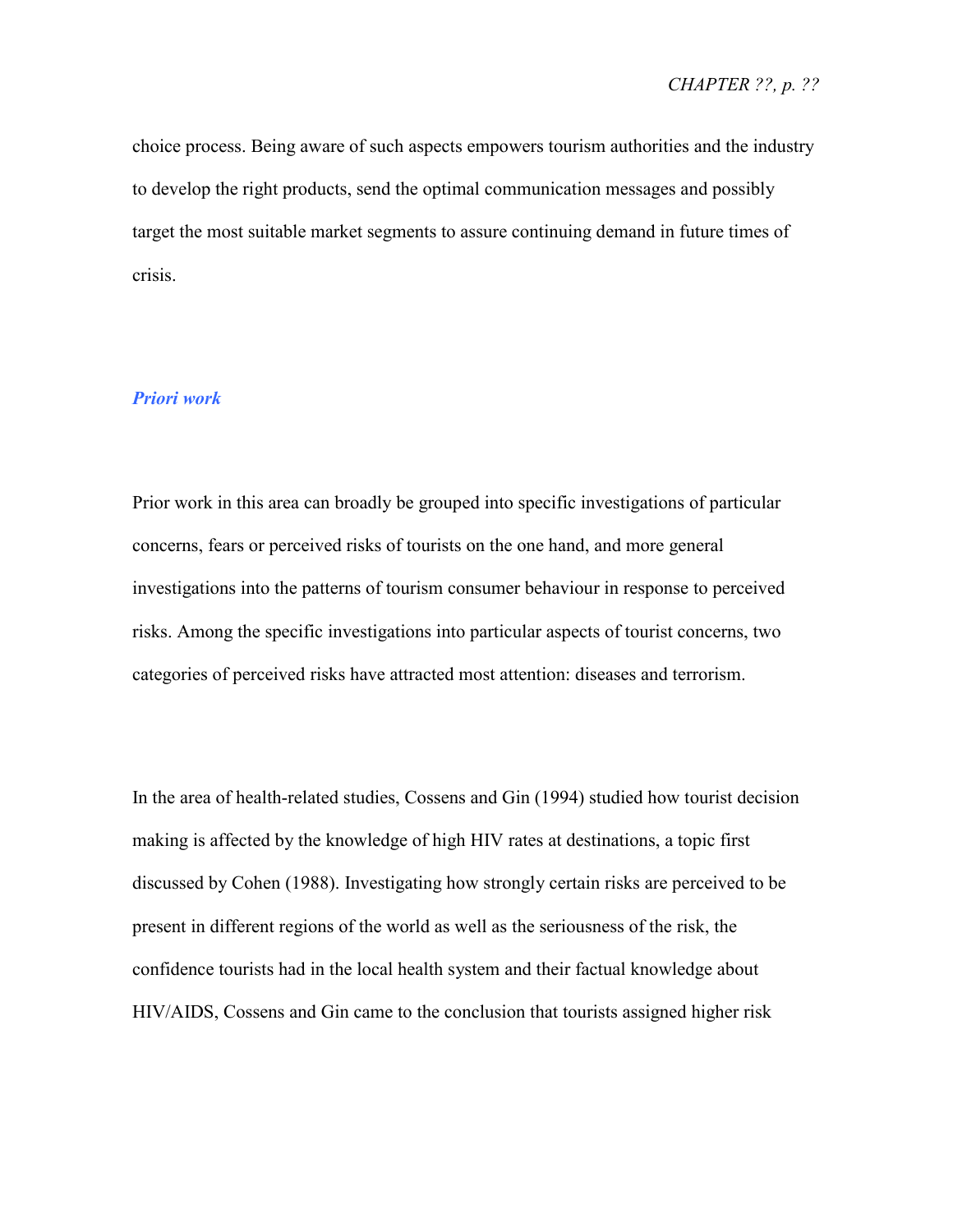choice process. Being aware of such aspects empowers tourism authorities and the industry to develop the right products, send the optimal communication messages and possibly target the most suitable market segments to assure continuing demand in future times of crisis.

## *Priori work*

Prior work in this area can broadly be grouped into specific investigations of particular concerns, fears or perceived risks of tourists on the one hand, and more general investigations into the patterns of tourism consumer behaviour in response to perceived risks. Among the specific investigations into particular aspects of tourist concerns, two categories of perceived risks have attracted most attention: diseases and terrorism.

In the area of health-related studies, Cossens and Gin (1994) studied how tourist decision making is affected by the knowledge of high HIV rates at destinations, a topic first discussed by Cohen (1988). Investigating how strongly certain risks are perceived to be present in different regions of the world as well as the seriousness of the risk, the confidence tourists had in the local health system and their factual knowledge about HIV/AIDS, Cossens and Gin came to the conclusion that tourists assigned higher risk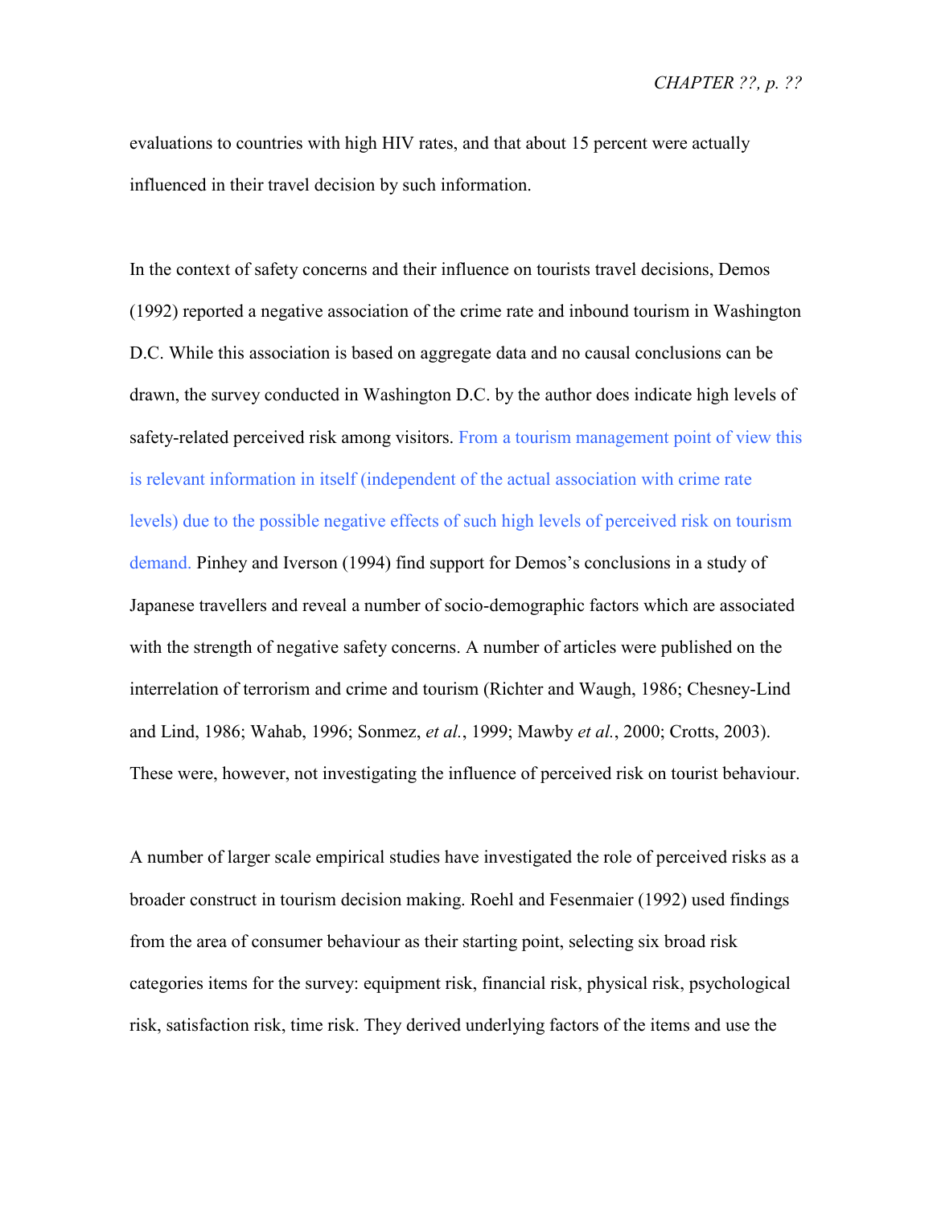evaluations to countries with high HIV rates, and that about 15 percent were actually influenced in their travel decision by such information.

In the context of safety concerns and their influence on tourists travel decisions, Demos (1992) reported a negative association of the crime rate and inbound tourism in Washington D.C. While this association is based on aggregate data and no causal conclusions can be drawn, the survey conducted in Washington D.C. by the author does indicate high levels of safety-related perceived risk among visitors. From a tourism management point of view this is relevant information in itself (independent of the actual association with crime rate levels) due to the possible negative effects of such high levels of perceived risk on tourism demand. Pinhey and Iverson (1994) find support for Demos's conclusions in a study of Japanese travellers and reveal a number of socio-demographic factors which are associated with the strength of negative safety concerns. A number of articles were published on the interrelation of terrorism and crime and tourism (Richter and Waugh, 1986; Chesney-Lind and Lind, 1986; Wahab, 1996; Sonmez, *et al.*, 1999; Mawby *et al.*, 2000; Crotts, 2003). These were, however, not investigating the influence of perceived risk on tourist behaviour.

A number of larger scale empirical studies have investigated the role of perceived risks as a broader construct in tourism decision making. Roehl and Fesenmaier (1992) used findings from the area of consumer behaviour as their starting point, selecting six broad risk categories items for the survey: equipment risk, financial risk, physical risk, psychological risk, satisfaction risk, time risk. They derived underlying factors of the items and use the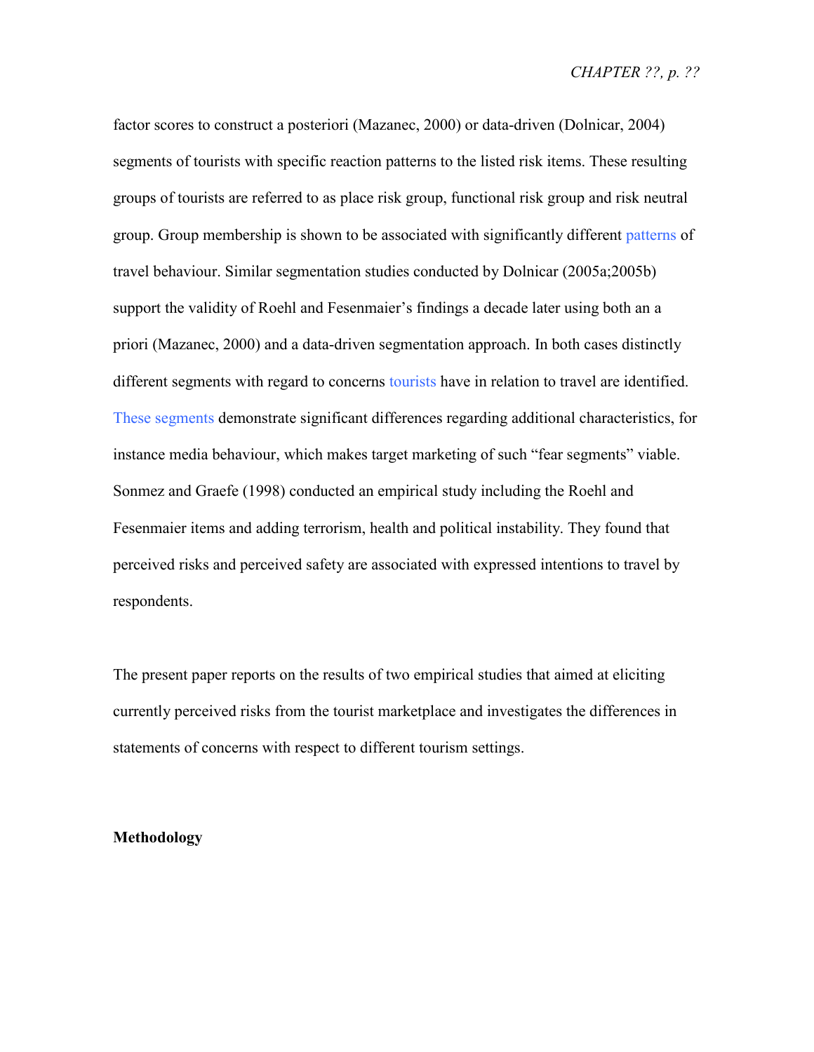factor scores to construct a posteriori (Mazanec, 2000) or data-driven (Dolnicar, 2004) segments of tourists with specific reaction patterns to the listed risk items. These resulting groups of tourists are referred to as place risk group, functional risk group and risk neutral group. Group membership is shown to be associated with significantly different patterns of travel behaviour. Similar segmentation studies conducted by Dolnicar (2005a;2005b) support the validity of Roehl and Fesenmaier's findings a decade later using both an a priori (Mazanec, 2000) and a data-driven segmentation approach. In both cases distinctly different segments with regard to concerns tourists have in relation to travel are identified. These segments demonstrate significant differences regarding additional characteristics, for instance media behaviour, which makes target marketing of such "fear segments" viable. Sonmez and Graefe (1998) conducted an empirical study including the Roehl and Fesenmaier items and adding terrorism, health and political instability. They found that perceived risks and perceived safety are associated with expressed intentions to travel by respondents.

The present paper reports on the results of two empirical studies that aimed at eliciting currently perceived risks from the tourist marketplace and investigates the differences in statements of concerns with respect to different tourism settings.

## Methodology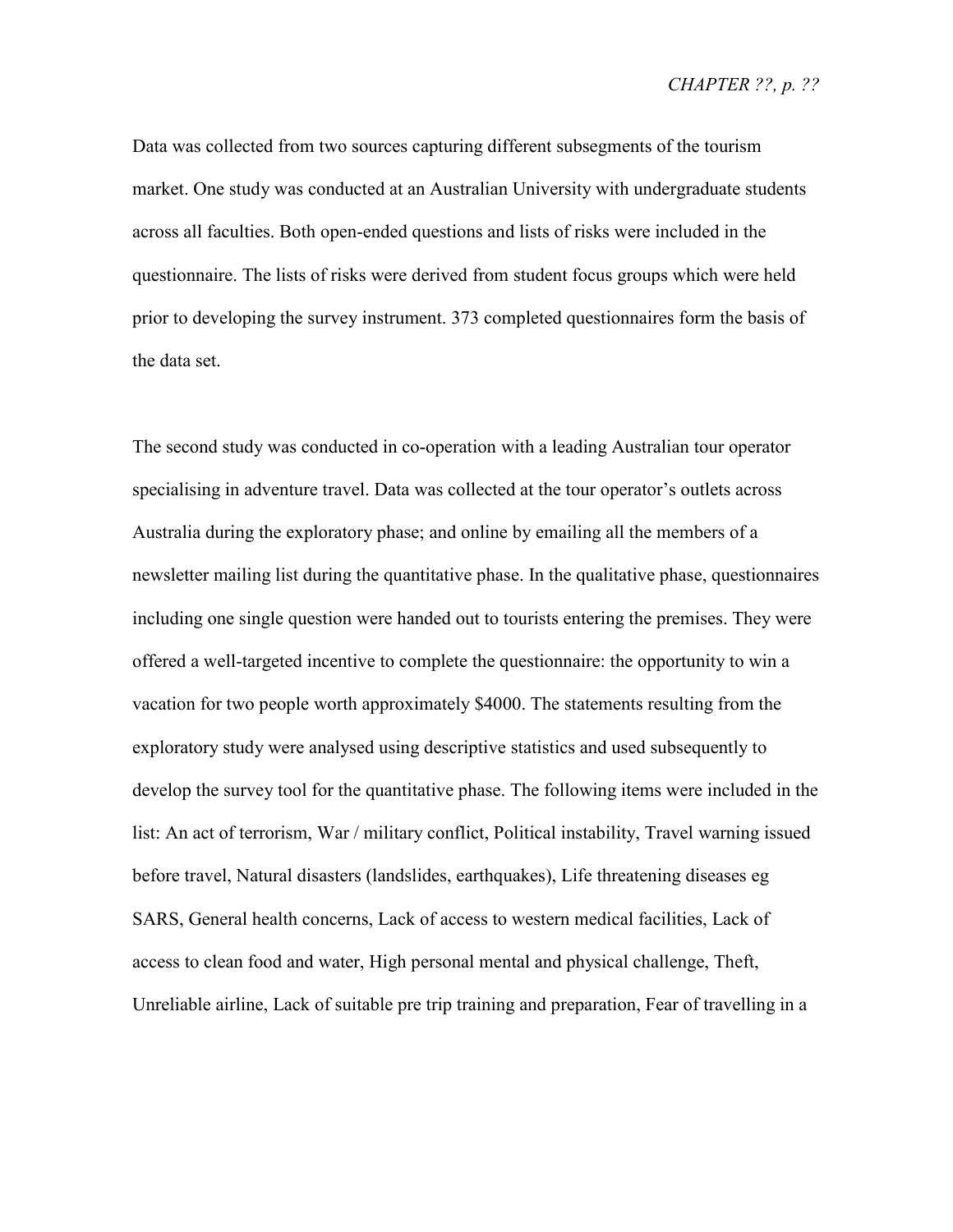Data was collected from two sources capturing different subsegments of the tourism market. One study was conducted at an Australian University with undergraduate students across all faculties. Both open-ended questions and lists of risks were included in the questionnaire. The lists of risks were derived from student focus groups which were held prior to developing the survey instrument. 373 completed questionnaires form the basis of the data set.

The second study was conducted in co-operation with a leading Australian tour operator specialising in adventure travel. Data was collected at the tour operator's outlets across Australia during the exploratory phase; and online by emailing all the members of a newsletter mailing list during the quantitative phase. In the qualitative phase, questionnaires including one single question were handed out to tourists entering the premises. They were offered a well-targeted incentive to complete the questionnaire: the opportunity to win a vacation for two people worth approximately $4000. The statements resulting from the exploratory study were analysed using descriptive statistics and used subsequently to develop the survey tool for the quantitative phase. The following items were included in the list: An act of terrorism, War / military conflict, Political instability, Travel warning issued before travel, Natural disasters (landslides, earthquakes), Life threatening diseases eg SARS, General health concerns, Lack of access to western medical facilities, Lack of access to clean food and water, High personal mental and physical challenge, Theft, Unreliable airline, Lack of suitable pre trip training and preparation, Fear of travelling in a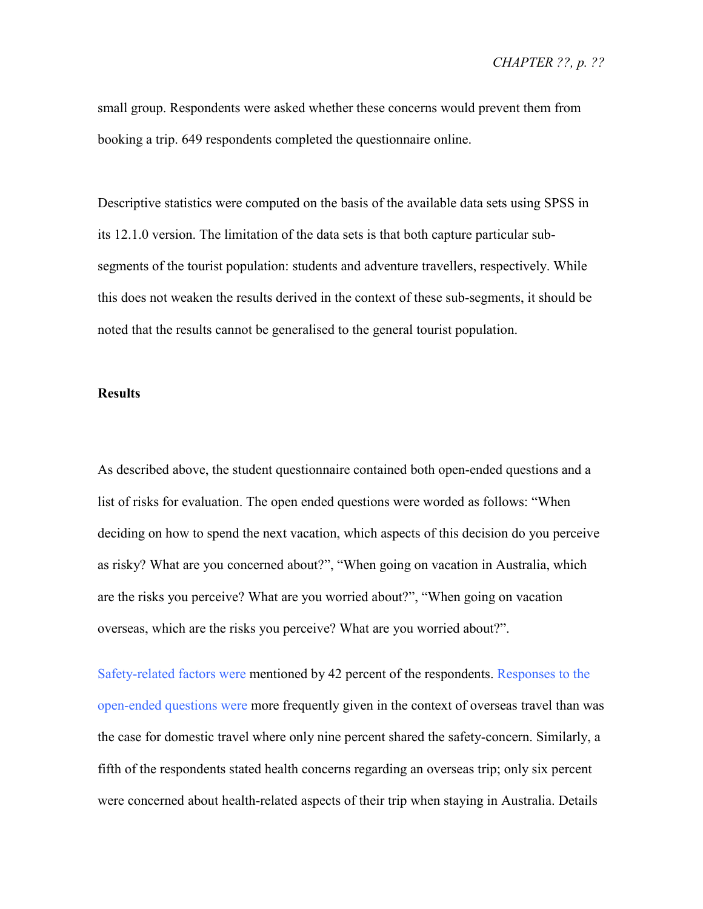small group. Respondents were asked whether these concerns would prevent them from booking a trip. 649 respondents completed the questionnaire online.

Descriptive statistics were computed on the basis of the available data sets using SPSS in its 12.1.0 version. The limitation of the data sets is that both capture particular sub-segments of the tourist population: students and adventure travellers, respectively. While this does not weaken the results derived in the context of these sub-segments, it should be noted that the results cannot be generalised to the general tourist population.

**Results**

As described above, the student questionnaire contained both open-ended questions and a list of risks for evaluation. The open ended questions were worded as follows: "When deciding on how to spend the next vacation, which aspects of this decision do you perceive as risky? What are you concerned about?", "When going on vacation in Australia, which are the risks you perceive? What are you worried about?", "When going on vacation overseas, which are the risks you perceive? What are you worried about?".

Safety-related factors were mentioned by 42 percent of the respondents. Responses to the open-ended questions were more frequently given in the context of overseas travel than was the case for domestic travel where only nine percent shared the safety-concern. Similarly, a fifth of the respondents stated health concerns regarding an overseas trip; only six percent were concerned about health-related aspects of their trip when staying in Australia. Details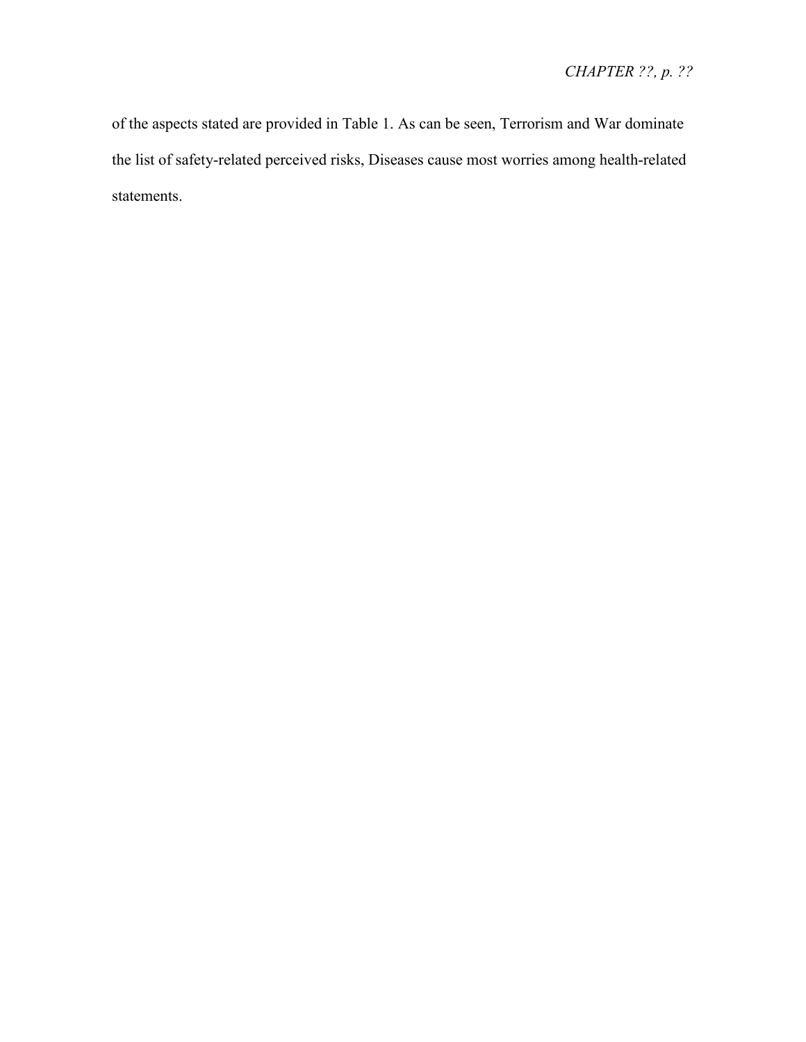of the aspects stated are provided in Table 1. As can be seen, Terrorism and War dominate the list of safety-related perceived risks, Diseases cause most worries among health-related statements.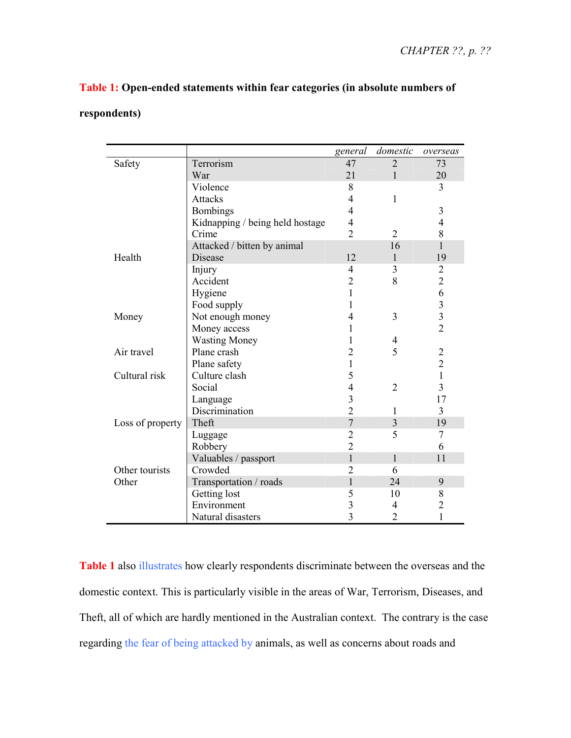**Table 1: Open-ended statements within fear categories (in absolute numbers of respondents)**

| | | *general* | *domestic* | *overseas* |
|---|---|---|---|---|
| Safety | Terrorism | 47 | 2 | 73 |
| | War | 21 | 1 | 20 |
| | Violence | 8 | | 3 |
| | Attacks | 4 | 1 | |
| | Bombings | 4 | | 3 |
| | Kidnapping / being held hostage | 4 | | 4 |
| | Crime | 2 | 2 | 8 |
| | Attacked / bitten by animal | | 16 | 1 |
| Health | Disease | 12 | 1 | 19 |
| | Injury | 4 | 3 | 2 |
| | Accident | 2 | 8 | 2 |
| | Hygiene | 1 | | 6 |
| | Food supply | 1 | | 3 |
| Money | Not enough money | 4 | 3 | 3 |
| | Money access | 1 | | 2 |
| | Wasting Money | 1 | 4 | |
| Air travel | Plane crash | 2 | 5 | 2 |
| | Plane safety | 1 | | 2 |
| Cultural risk | Culture clash | 5 | | 1 |
| | Social | 4 | 2 | 3 |
| | Language | 3 | | 17 |
| | Discrimination | 2 | 1 | 3 |
| Loss of property | Theft | 7 | 3 | 19 |
| | Luggage | 2 | 5 | 7 |
| | Robbery | 2 | | 6 |
| | Valuables / passport | 1 | 1 | 11 |
| Other tourists | Crowded | 2 | 6 | |
| Other | Transportation / roads | 1 | 24 | 9 |
| | Getting lost | 5 | 10 | 8 |
| | Environment | 3 | 4 | 2 |
| | Natural disasters | 3 | 2 | 1 |

Table 1 also illustrates how clearly respondents discriminate between the overseas and the domestic context. This is particularly visible in the areas of War, Terrorism, Diseases, and Theft, all of which are hardly mentioned in the Australian context. The contrary is the case regarding the fear of being attacked by animals, as well as concerns about roads and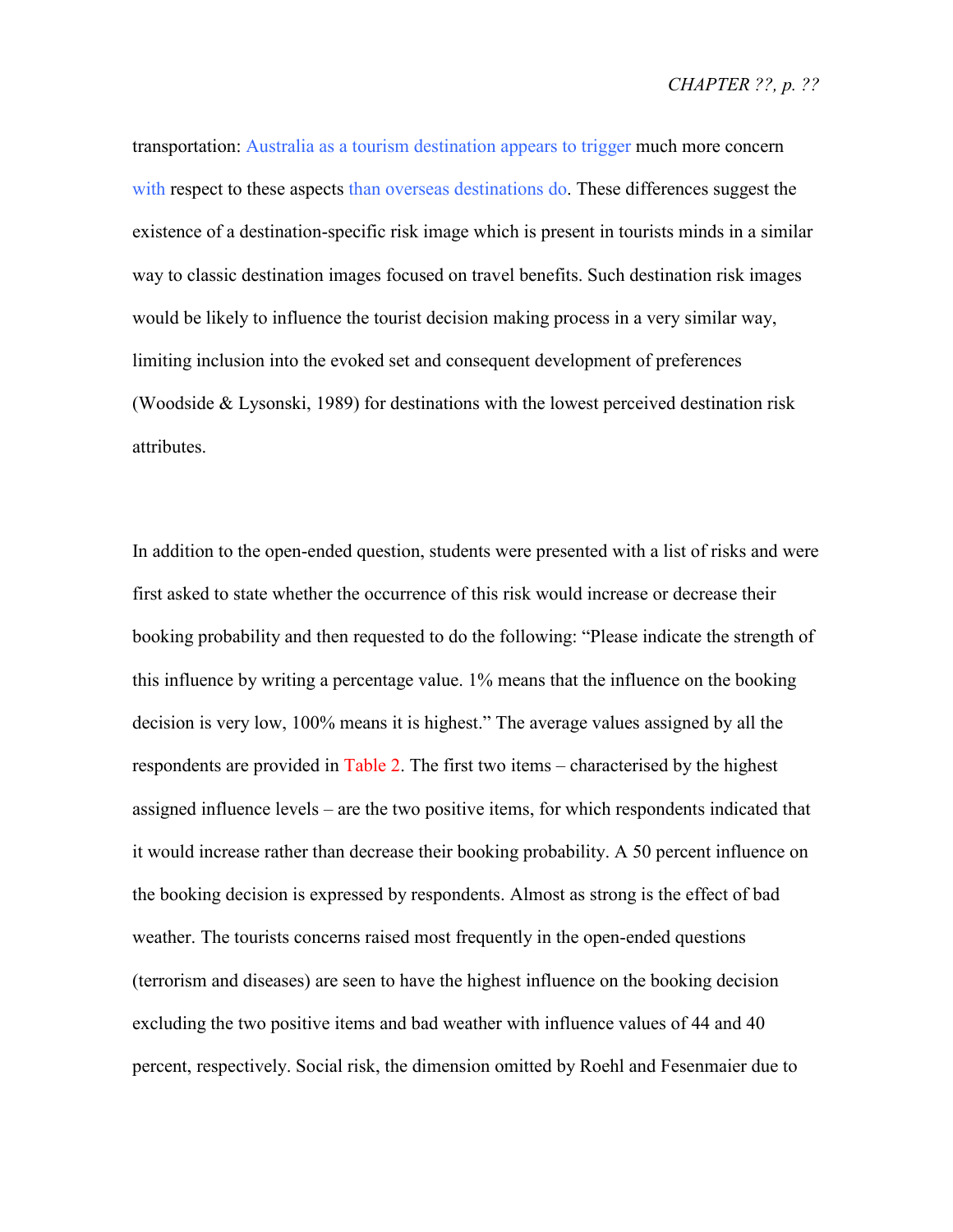transportation: Australia as a tourism destination appears to trigger much more concern with respect to these aspects than overseas destinations do. These differences suggest the existence of a destination-specific risk image which is present in tourists minds in a similar way to classic destination images focused on travel benefits. Such destination risk images would be likely to influence the tourist decision making process in a very similar way, limiting inclusion into the evoked set and consequent development of preferences (Woodside & Lysonski, 1989) for destinations with the lowest perceived destination risk attributes.

In addition to the open-ended question, students were presented with a list of risks and were first asked to state whether the occurrence of this risk would increase or decrease their booking probability and then requested to do the following: "Please indicate the strength of this influence by writing a percentage value. 1% means that the influence on the booking decision is very low, 100% means it is highest." The average values assigned by all the respondents are provided in Table 2. The first two items – characterised by the highest assigned influence levels – are the two positive items, for which respondents indicated that it would increase rather than decrease their booking probability. A 50 percent influence on the booking decision is expressed by respondents. Almost as strong is the effect of bad weather. The tourists concerns raised most frequently in the open-ended questions (terrorism and diseases) are seen to have the highest influence on the booking decision excluding the two positive items and bad weather with influence values of 44 and 40 percent, respectively. Social risk, the dimension omitted by Roehl and Fesenmaier due to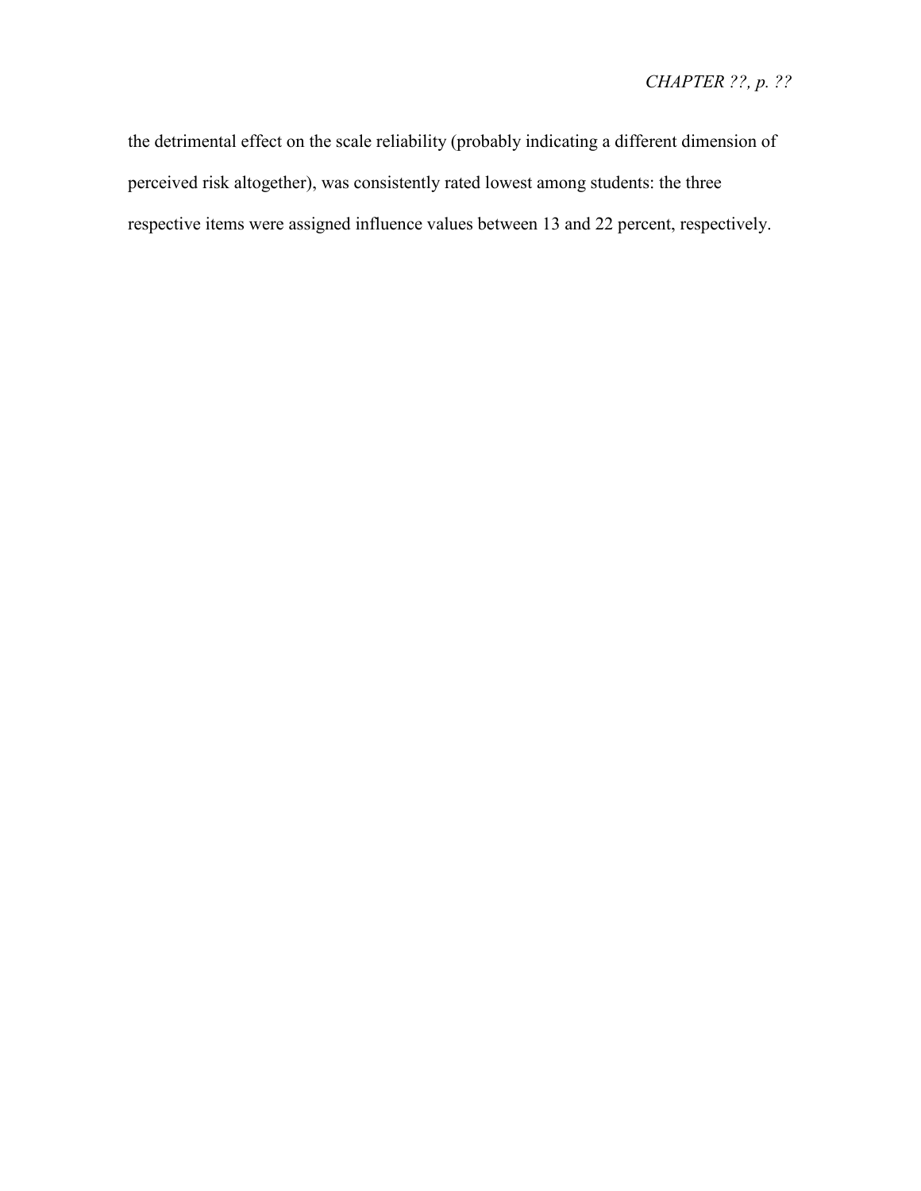the detrimental effect on the scale reliability (probably indicating a different dimension of perceived risk altogether), was consistently rated lowest among students: the three respective items were assigned influence values between 13 and 22 percent, respectively.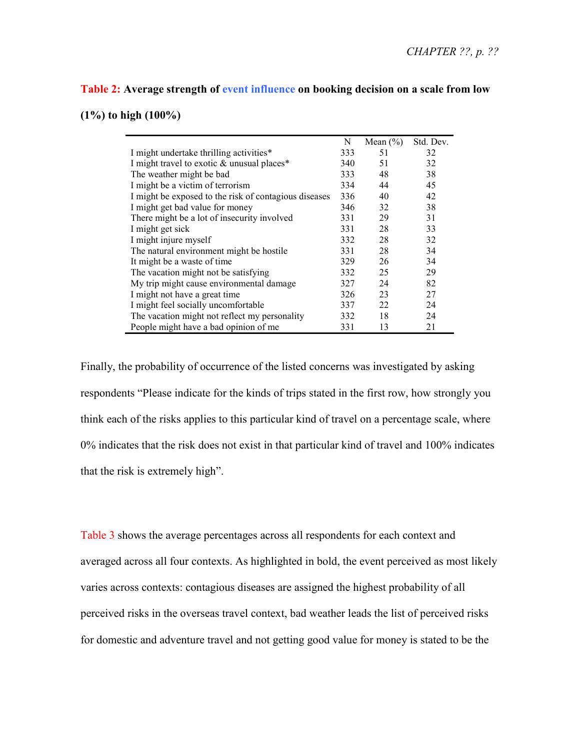**Table 2: Average strength of event influence on booking decision on a scale from low (1%) to high (100%)**

| | N | Mean (%) | Std. Dev. |
|---|---|---|---|
| I might undertake thrilling activities* | 333 | 51 | 32 |
| I might travel to exotic & unusual places* | 340 | 51 | 32 |
| The weather might be bad | 333 | 48 | 38 |
| I might be a victim of terrorism | 334 | 44 | 45 |
| I might be exposed to the risk of contagious diseases | 336 | 40 | 42 |
| I might get bad value for money | 346 | 32 | 38 |
| There might be a lot of insecurity involved | 331 | 29 | 31 |
| I might get sick | 331 | 28 | 33 |
| I might injure myself | 332 | 28 | 32 |
| The natural environment might be hostile | 331 | 28 | 34 |
| It might be a waste of time | 329 | 26 | 34 |
| The vacation might not be satisfying | 332 | 25 | 29 |
| My trip might cause environmental damage | 327 | 24 | 82 |
| I might not have a great time | 326 | 23 | 27 |
| I might feel socially uncomfortable | 337 | 22 | 24 |
| The vacation might not reflect my personality | 332 | 18 | 24 |
| People might have a bad opinion of me | 331 | 13 | 21 |

Finally, the probability of occurrence of the listed concerns was investigated by asking respondents "Please indicate for the kinds of trips stated in the first row, how strongly you think each of the risks applies to this particular kind of travel on a percentage scale, where 0% indicates that the risk does not exist in that particular kind of travel and 100% indicates that the risk is extremely high".

Table 3 shows the average percentages across all respondents for each context and averaged across all four contexts. As highlighted in bold, the event perceived as most likely varies across contexts: contagious diseases are assigned the highest probability of all perceived risks in the overseas travel context, bad weather leads the list of perceived risks for domestic and adventure travel and not getting good value for money is stated to be the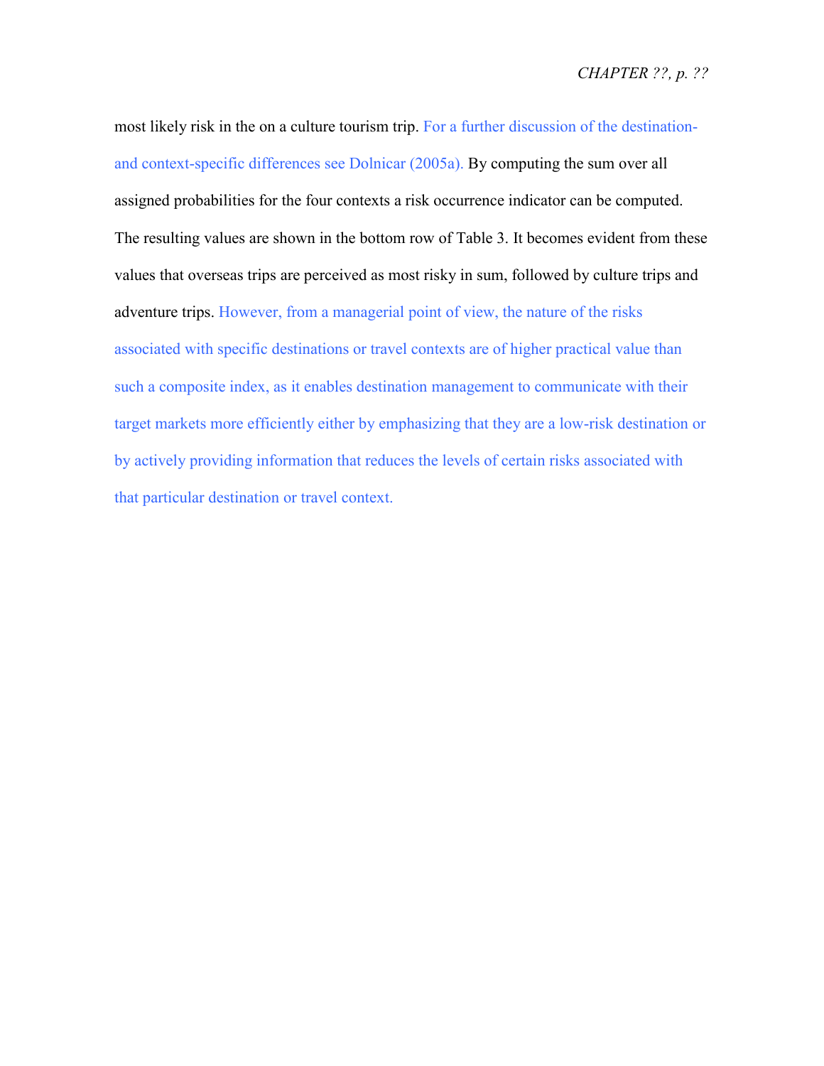most likely risk in the on a culture tourism trip. For a further discussion of the destination- and context-specific differences see Dolnicar (2005a). By computing the sum over all assigned probabilities for the four contexts a risk occurrence indicator can be computed. The resulting values are shown in the bottom row of Table 3. It becomes evident from these values that overseas trips are perceived as most risky in sum, followed by culture trips and adventure trips. However, from a managerial point of view, the nature of the risks associated with specific destinations or travel contexts are of higher practical value than such a composite index, as it enables destination management to communicate with their target markets more efficiently either by emphasizing that they are a low-risk destination or by actively providing information that reduces the levels of certain risks associated with that particular destination or travel context.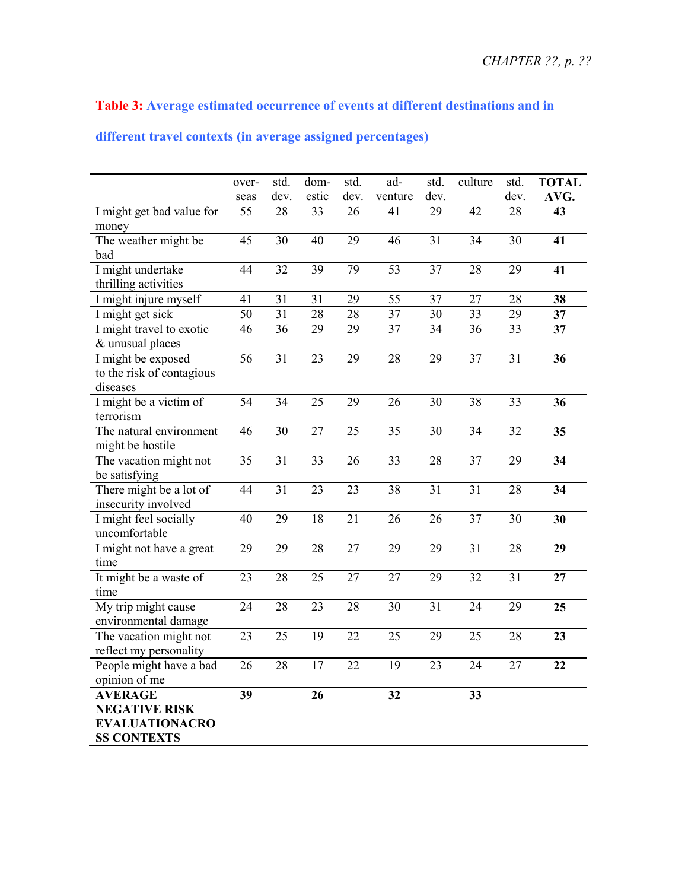**Table 3: Average estimated occurrence of events at different destinations and in different travel contexts (in average assigned percentages)**

| | over-seas | std. dev. | dom-estic | std. dev. | ad-venture | std. dev. | culture | std. dev. | **TOTAL AVG.** |
|---|---|---|---|---|---|---|---|---|---|
| I might get bad value for money | 55 | 28 | 33 | 26 | 41 | 29 | 42 | 28 | **43** |
| The weather might be bad | 45 | 30 | 40 | 29 | 46 | 31 | 34 | 30 | **41** |
| I might undertake thrilling activities | 44 | 32 | 39 | 79 | 53 | 37 | 28 | 29 | **41** |
| I might injure myself | 41 | 31 | 31 | 29 | 55 | 37 | 27 | 28 | **38** |
| I might get sick | 50 | 31 | 28 | 28 | 37 | 30 | 33 | 29 | **37** |
| I might travel to exotic & unusual places | 46 | 36 | 29 | 29 | 37 | 34 | 36 | 33 | **37** |
| I might be exposed to the risk of contagious diseases | 56 | 31 | 23 | 29 | 28 | 29 | 37 | 31 | **36** |
| I might be a victim of terrorism | 54 | 34 | 25 | 29 | 26 | 30 | 38 | 33 | **36** |
| The natural environment might be hostile | 46 | 30 | 27 | 25 | 35 | 30 | 34 | 32 | **35** |
| The vacation might not be satisfying | 35 | 31 | 33 | 26 | 33 | 28 | 37 | 29 | **34** |
| There might be a lot of insecurity involved | 44 | 31 | 23 | 23 | 38 | 31 | 31 | 28 | **34** |
| I might feel socially uncomfortable | 40 | 29 | 18 | 21 | 26 | 26 | 37 | 30 | **30** |
| I might not have a great time | 29 | 29 | 28 | 27 | 29 | 29 | 31 | 28 | **29** |
| It might be a waste of time | 23 | 28 | 25 | 27 | 27 | 29 | 32 | 31 | **27** |
| My trip might cause environmental damage | 24 | 28 | 23 | 28 | 30 | 31 | 24 | 29 | **25** |
| The vacation might not reflect my personality | 23 | 25 | 19 | 22 | 25 | 29 | 25 | 28 | **23** |
| People might have a bad opinion of me | 26 | 28 | 17 | 22 | 19 | 23 | 24 | 27 | **22** |
| **AVERAGE NEGATIVE RISK EVALUATIONACROSS CONTEXTS** | **39** | | **26** | | **32** | | **33** | | |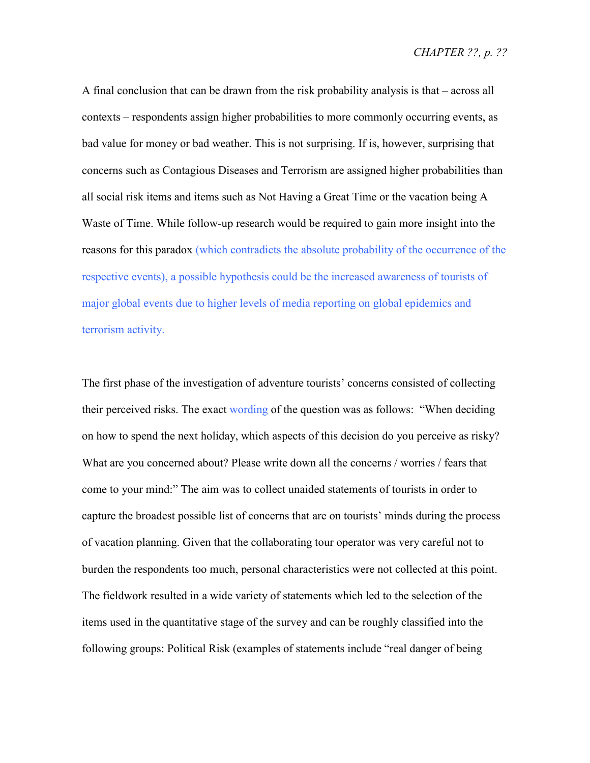A final conclusion that can be drawn from the risk probability analysis is that – across all contexts – respondents assign higher probabilities to more commonly occurring events, as bad value for money or bad weather. This is not surprising. If is, however, surprising that concerns such as Contagious Diseases and Terrorism are assigned higher probabilities than all social risk items and items such as Not Having a Great Time or the vacation being A Waste of Time. While follow-up research would be required to gain more insight into the reasons for this paradox (which contradicts the absolute probability of the occurrence of the respective events), a possible hypothesis could be the increased awareness of tourists of major global events due to higher levels of media reporting on global epidemics and terrorism activity.

The first phase of the investigation of adventure tourists' concerns consisted of collecting their perceived risks. The exact wording of the question was as follows: "When deciding on how to spend the next holiday, which aspects of this decision do you perceive as risky? What are you concerned about? Please write down all the concerns / worries / fears that come to your mind:" The aim was to collect unaided statements of tourists in order to capture the broadest possible list of concerns that are on tourists' minds during the process of vacation planning. Given that the collaborating tour operator was very careful not to burden the respondents too much, personal characteristics were not collected at this point. The fieldwork resulted in a wide variety of statements which led to the selection of the items used in the quantitative stage of the survey and can be roughly classified into the following groups: Political Risk (examples of statements include "real danger of being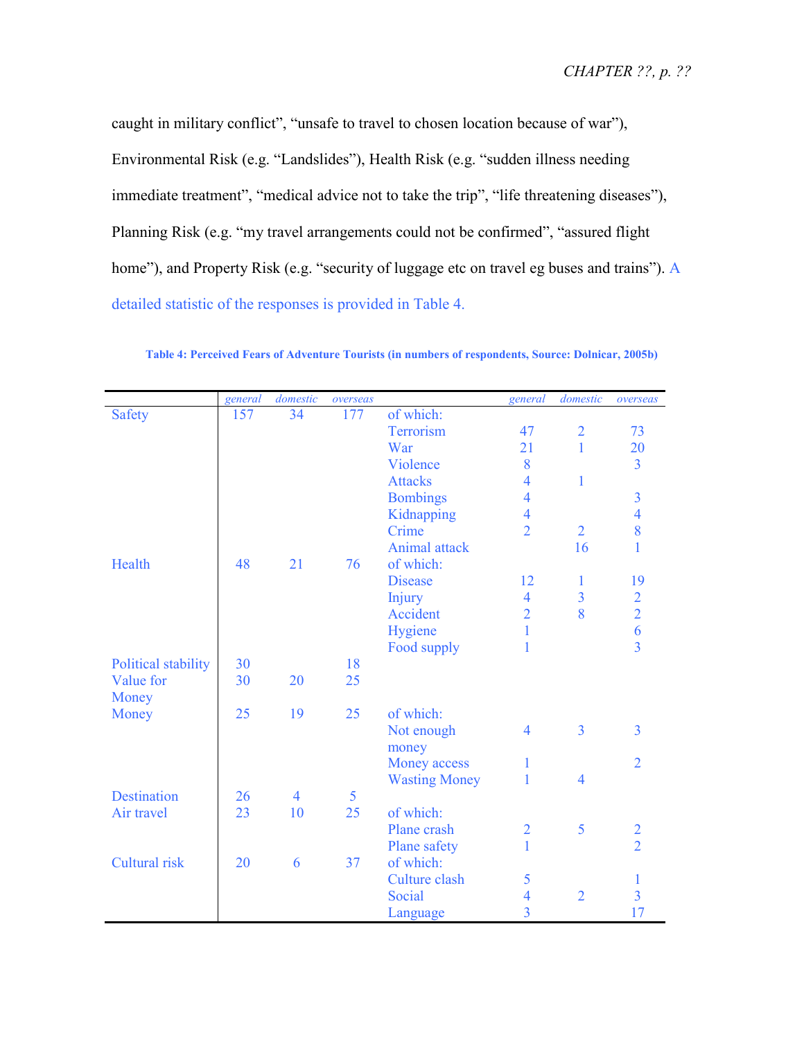caught in military conflict", "unsafe to travel to chosen location because of war"), Environmental Risk (e.g. "Landslides"), Health Risk (e.g. "sudden illness needing immediate treatment", "medical advice not to take the trip", "life threatening diseases"), Planning Risk (e.g. "my travel arrangements could not be confirmed", "assured flight home"), and Property Risk (e.g. "security of luggage etc on travel eg buses and trains"). A detailed statistic of the responses is provided in Table 4.

**Table 4: Perceived Fears of Adventure Tourists (in numbers of respondents, Source: Dolnicar, 2005b)**

| | *general* | *domestic* | *overseas* | | *general* | *domestic* | *overseas* |
|---|---|---|---|---|---|---|---|
| Safety | 157 | 34 | 177 | of which: | | | |
| | | | | Terrorism | 47 | 2 | 73 |
| | | | | War | 21 | 1 | 20 |
| | | | | Violence | 8 | | 3 |
| | | | | Attacks | 4 | 1 | |
| | | | | Bombings | 4 | | 3 |
| | | | | Kidnapping | 4 | | 4 |
| | | | | Crime | 2 | 2 | 8 |
| | | | | Animal attack | | 16 | 1 |
| Health | 48 | 21 | 76 | of which: | | | |
| | | | | Disease | 12 | 1 | 19 |
| | | | | Injury | 4 | 3 | 2 |
| | | | | Accident | 2 | 8 | 2 |
| | | | | Hygiene | 1 | | 6 |
| | | | | Food supply | 1 | | 3 |
| Political stability | 30 | | 18 | | | | |
| Value for Money | 30 | 20 | 25 | | | | |
| Money | 25 | 19 | 25 | of which: | | | |
| | | | | Not enough money | 4 | 3 | 3 |
| | | | | Money access | 1 | | 2 |
| | | | | Wasting Money | 1 | 4 | |
| Destination | 26 | 4 | 5 | | | | |
| Air travel | 23 | 10 | 25 | of which: | | | |
| | | | | Plane crash | 2 | 5 | 2 |
| | | | | Plane safety | 1 | | 2 |
| Cultural risk | 20 | 6 | 37 | of which: | | | |
| | | | | Culture clash | 5 | | 1 |
| | | | | Social | 4 | 2 | 3 |
| | | | | Language | 3 | | 17 |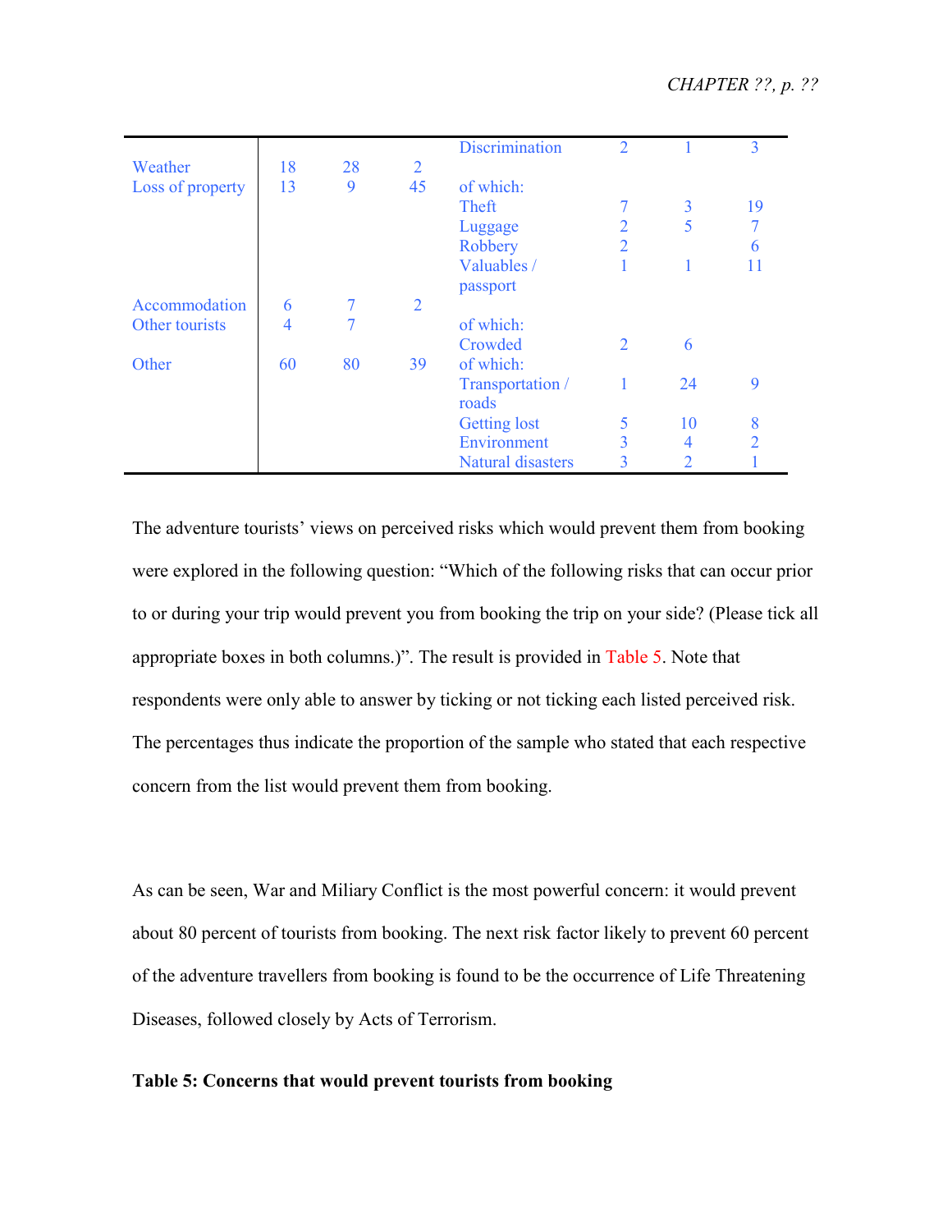| | | | | | | | |
|---|---|---|---|---|---|---|---|
| | | | | Discrimination | 2 | 1 | 3 |
| Weather | 18 | 28 | 2 | | | | |
| Loss of property | 13 | 9 | 45 | of which: | | | |
| | | | | Theft | 7 | 3 | 19 |
| | | | | Luggage | 2 | 5 | 7 |
| | | | | Robbery | 2 | | 6 |
| | | | | Valuables / passport | 1 | 1 | 11 |
| Accommodation | 6 | 7 | 2 | | | | |
| Other tourists | 4 | 7 | | of which: | | | |
| | | | | Crowded | 2 | 6 | |
| Other | 60 | 80 | 39 | of which: | | | |
| | | | | Transportation / roads | 1 | 24 | 9 |
| | | | | Getting lost | 5 | 10 | 8 |
| | | | | Environment | 3 | 4 | 2 |
| | | | | Natural disasters | 3 | 2 | 1 |

The adventure tourists' views on perceived risks which would prevent them from booking were explored in the following question: "Which of the following risks that can occur prior to or during your trip would prevent you from booking the trip on your side? (Please tick all appropriate boxes in both columns.)". The result is provided in Table 5. Note that respondents were only able to answer by ticking or not ticking each listed perceived risk. The percentages thus indicate the proportion of the sample who stated that each respective concern from the list would prevent them from booking.

As can be seen, War and Miliary Conflict is the most powerful concern: it would prevent about 80 percent of tourists from booking. The next risk factor likely to prevent 60 percent of the adventure travellers from booking is found to be the occurrence of Life Threatening Diseases, followed closely by Acts of Terrorism.

**Table 5: Concerns that would prevent tourists from booking**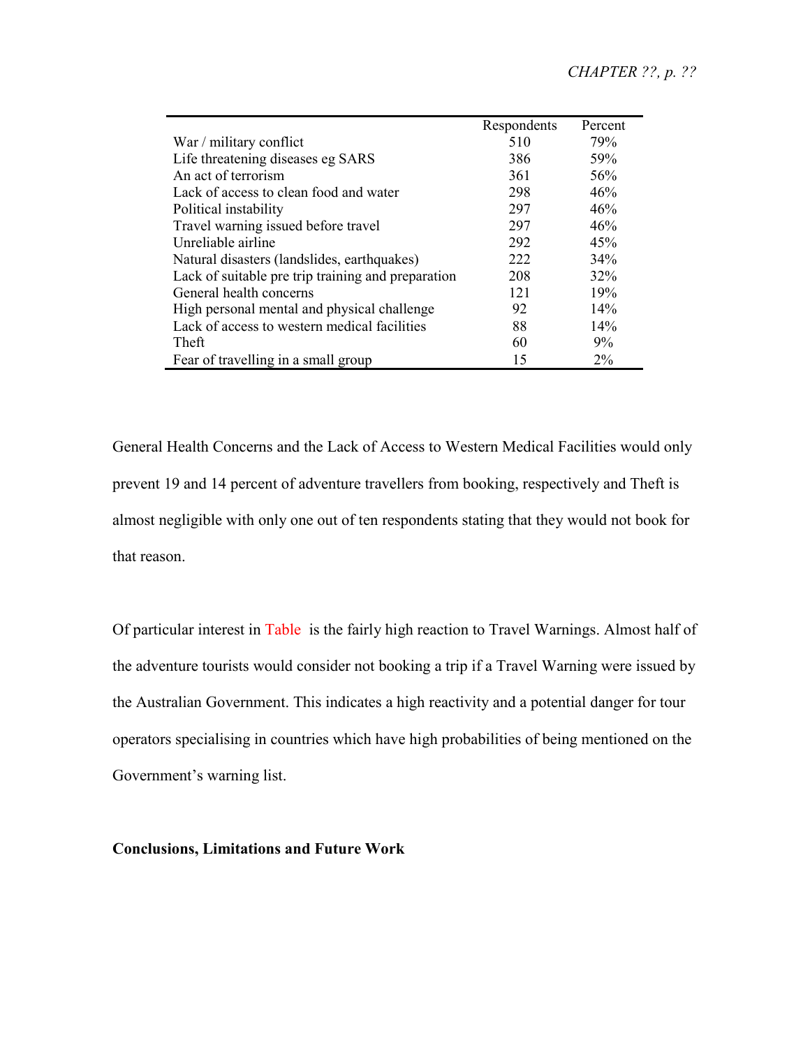| | Respondents | Percent |
|---|---|---|
| War / military conflict | 510 | 79% |
| Life threatening diseases eg SARS | 386 | 59% |
| An act of terrorism | 361 | 56% |
| Lack of access to clean food and water | 298 | 46% |
| Political instability | 297 | 46% |
| Travel warning issued before travel | 297 | 46% |
| Unreliable airline | 292 | 45% |
| Natural disasters (landslides, earthquakes) | 222 | 34% |
| Lack of suitable pre trip training and preparation | 208 | 32% |
| General health concerns | 121 | 19% |
| High personal mental and physical challenge | 92 | 14% |
| Lack of access to western medical facilities | 88 | 14% |
| Theft | 60 | 9% |
| Fear of travelling in a small group | 15 | 2% |

General Health Concerns and the Lack of Access to Western Medical Facilities would only prevent 19 and 14 percent of adventure travellers from booking, respectively and Theft is almost negligible with only one out of ten respondents stating that they would not book for that reason.

Of particular interest in Table  is the fairly high reaction to Travel Warnings. Almost half of the adventure tourists would consider not booking a trip if a Travel Warning were issued by the Australian Government. This indicates a high reactivity and a potential danger for tour operators specialising in countries which have high probabilities of being mentioned on the Government's warning list.

**Conclusions, Limitations and Future Work**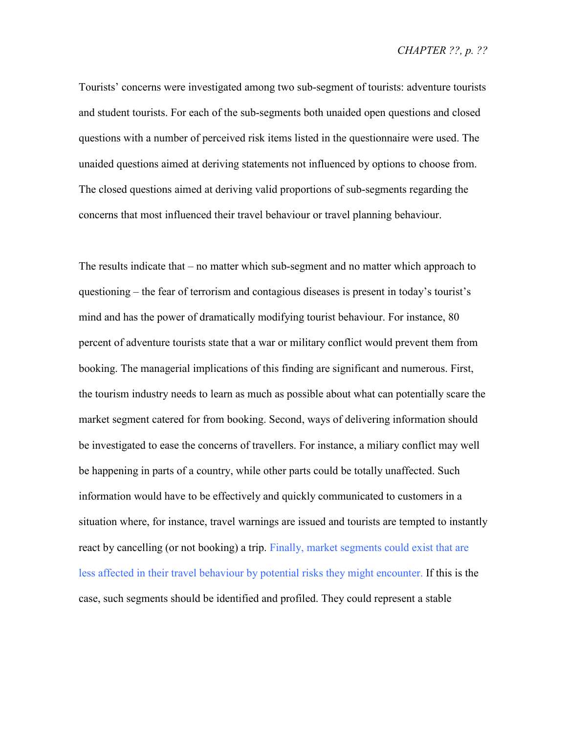Tourists' concerns were investigated among two sub-segment of tourists: adventure tourists and student tourists. For each of the sub-segments both unaided open questions and closed questions with a number of perceived risk items listed in the questionnaire were used. The unaided questions aimed at deriving statements not influenced by options to choose from. The closed questions aimed at deriving valid proportions of sub-segments regarding the concerns that most influenced their travel behaviour or travel planning behaviour.

The results indicate that – no matter which sub-segment and no matter which approach to questioning – the fear of terrorism and contagious diseases is present in today's tourist's mind and has the power of dramatically modifying tourist behaviour. For instance, 80 percent of adventure tourists state that a war or military conflict would prevent them from booking. The managerial implications of this finding are significant and numerous. First, the tourism industry needs to learn as much as possible about what can potentially scare the market segment catered for from booking. Second, ways of delivering information should be investigated to ease the concerns of travellers. For instance, a miliary conflict may well be happening in parts of a country, while other parts could be totally unaffected. Such information would have to be effectively and quickly communicated to customers in a situation where, for instance, travel warnings are issued and tourists are tempted to instantly react by cancelling (or not booking) a trip. Finally, market segments could exist that are less affected in their travel behaviour by potential risks they might encounter. If this is the case, such segments should be identified and profiled. They could represent a stable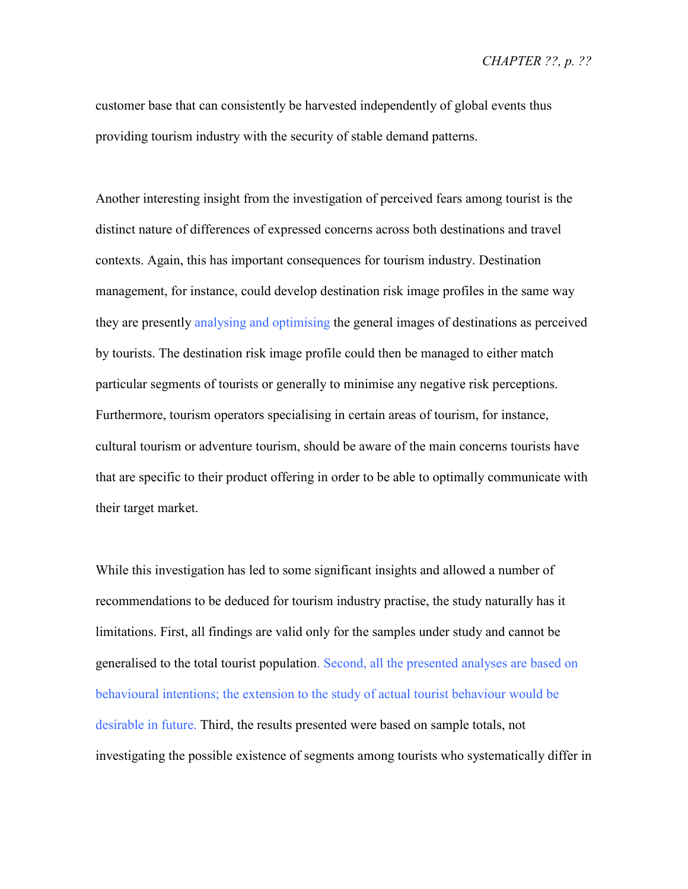customer base that can consistently be harvested independently of global events thus providing tourism industry with the security of stable demand patterns.

Another interesting insight from the investigation of perceived fears among tourist is the distinct nature of differences of expressed concerns across both destinations and travel contexts. Again, this has important consequences for tourism industry. Destination management, for instance, could develop destination risk image profiles in the same way they are presently analysing and optimising the general images of destinations as perceived by tourists. The destination risk image profile could then be managed to either match particular segments of tourists or generally to minimise any negative risk perceptions. Furthermore, tourism operators specialising in certain areas of tourism, for instance, cultural tourism or adventure tourism, should be aware of the main concerns tourists have that are specific to their product offering in order to be able to optimally communicate with their target market.

While this investigation has led to some significant insights and allowed a number of recommendations to be deduced for tourism industry practise, the study naturally has it limitations. First, all findings are valid only for the samples under study and cannot be generalised to the total tourist population. Second, all the presented analyses are based on behavioural intentions; the extension to the study of actual tourist behaviour would be desirable in future. Third, the results presented were based on sample totals, not investigating the possible existence of segments among tourists who systematically differ in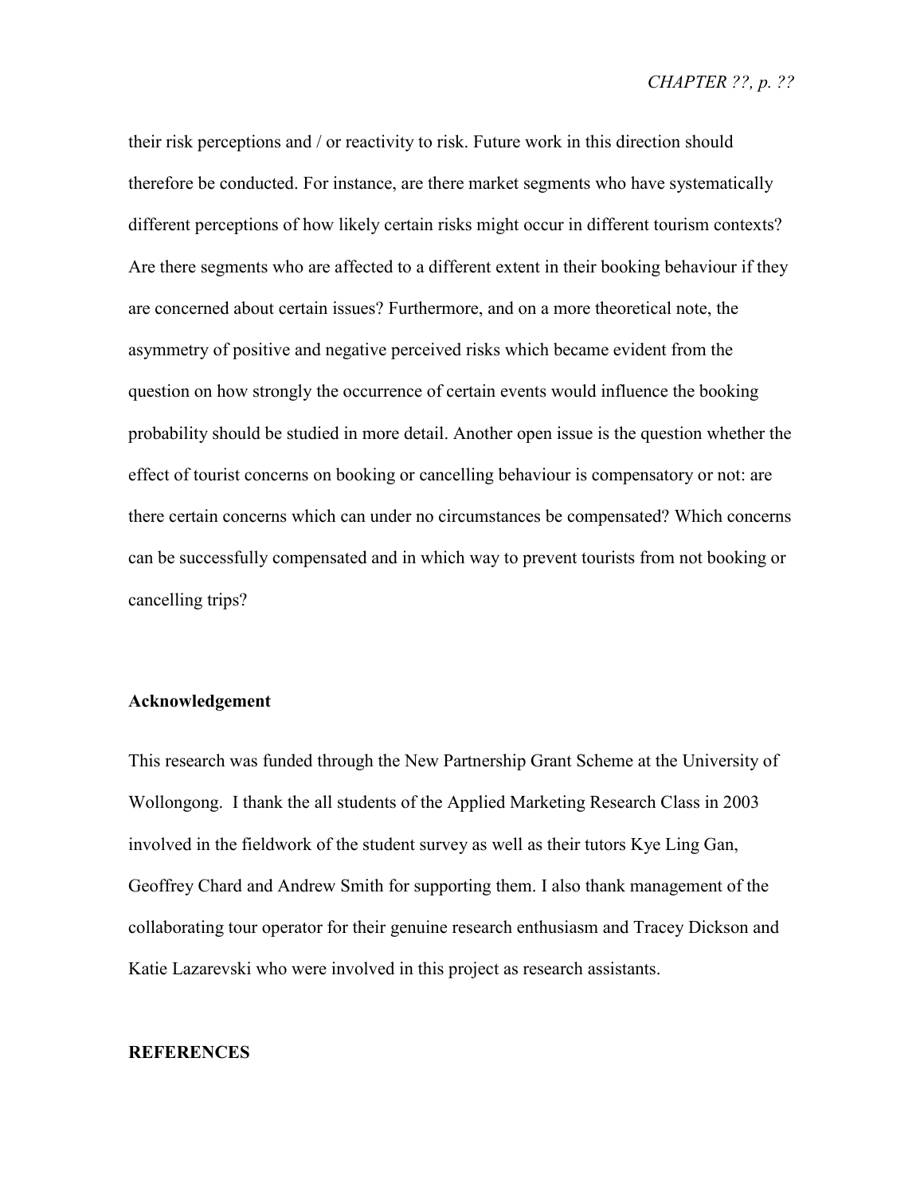their risk perceptions and / or reactivity to risk. Future work in this direction should therefore be conducted. For instance, are there market segments who have systematically different perceptions of how likely certain risks might occur in different tourism contexts? Are there segments who are affected to a different extent in their booking behaviour if they are concerned about certain issues? Furthermore, and on a more theoretical note, the asymmetry of positive and negative perceived risks which became evident from the question on how strongly the occurrence of certain events would influence the booking probability should be studied in more detail. Another open issue is the question whether the effect of tourist concerns on booking or cancelling behaviour is compensatory or not: are there certain concerns which can under no circumstances be compensated? Which concerns can be successfully compensated and in which way to prevent tourists from not booking or cancelling trips?

## Acknowledgement

This research was funded through the New Partnership Grant Scheme at the University of Wollongong. I thank the all students of the Applied Marketing Research Class in 2003 involved in the fieldwork of the student survey as well as their tutors Kye Ling Gan, Geoffrey Chard and Andrew Smith for supporting them. I also thank management of the collaborating tour operator for their genuine research enthusiasm and Tracey Dickson and Katie Lazarevski who were involved in this project as research assistants.

## REFERENCES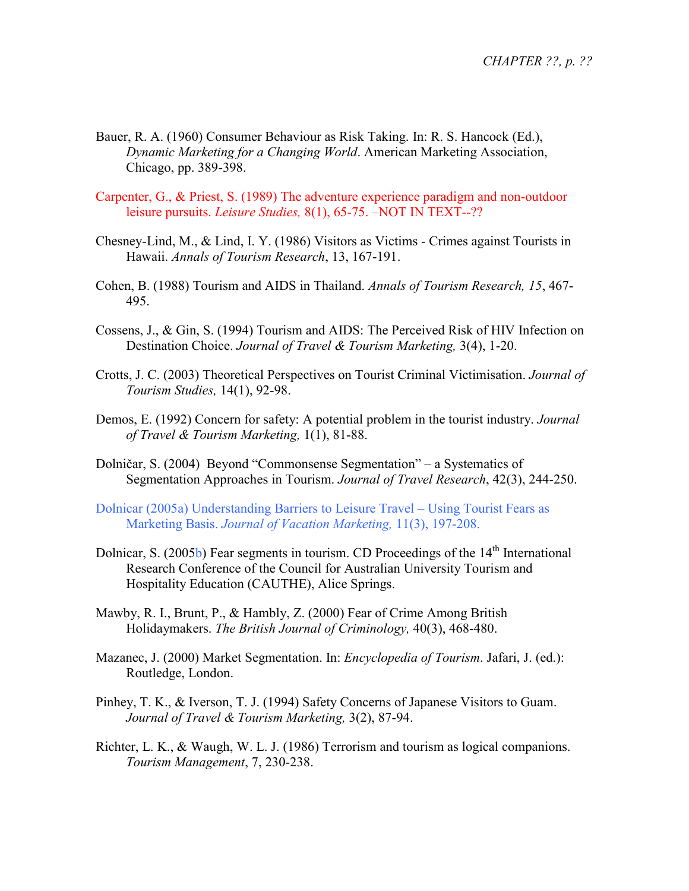Bauer, R. A. (1960) Consumer Behaviour as Risk Taking. In: R. S. Hancock (Ed.), *Dynamic Marketing for a Changing World*. American Marketing Association, Chicago, pp. 389-398.

Carpenter, G., & Priest, S. (1989) The adventure experience paradigm and non-outdoor leisure pursuits. *Leisure Studies,* 8(1), 65-75. –NOT IN TEXT--??

Chesney-Lind, M., & Lind, I. Y. (1986) Visitors as Victims - Crimes against Tourists in Hawaii. *Annals of Tourism Research*, 13, 167-191.

Cohen, B. (1988) Tourism and AIDS in Thailand. *Annals of Tourism Research, 15*, 467-495.

Cossens, J., & Gin, S. (1994) Tourism and AIDS: The Perceived Risk of HIV Infection on Destination Choice. *Journal of Travel & Tourism Marketing,* 3(4), 1-20.

Crotts, J. C. (2003) Theoretical Perspectives on Tourist Criminal Victimisation. *Journal of Tourism Studies,* 14(1), 92-98.

Demos, E. (1992) Concern for safety: A potential problem in the tourist industry. *Journal of Travel & Tourism Marketing,* 1(1), 81-88.

Dolničar, S. (2004) Beyond "Commonsense Segmentation" – a Systematics of Segmentation Approaches in Tourism. *Journal of Travel Research*, 42(3), 244-250.

Dolnicar (2005a) Understanding Barriers to Leisure Travel – Using Tourist Fears as Marketing Basis. *Journal of Vacation Marketing,* 11(3), 197-208.

Dolnicar, S. (2005b) Fear segments in tourism. CD Proceedings of the 14th International Research Conference of the Council for Australian University Tourism and Hospitality Education (CAUTHE), Alice Springs.

Mawby, R. I., Brunt, P., & Hambly, Z. (2000) Fear of Crime Among British Holidaymakers. *The British Journal of Criminology,* 40(3), 468-480.

Mazanec, J. (2000) Market Segmentation. In: *Encyclopedia of Tourism*. Jafari, J. (ed.): Routledge, London.

Pinhey, T. K., & Iverson, T. J. (1994) Safety Concerns of Japanese Visitors to Guam. *Journal of Travel & Tourism Marketing,* 3(2), 87-94.

Richter, L. K., & Waugh, W. L. J. (1986) Terrorism and tourism as logical companions. *Tourism Management*, 7, 230-238.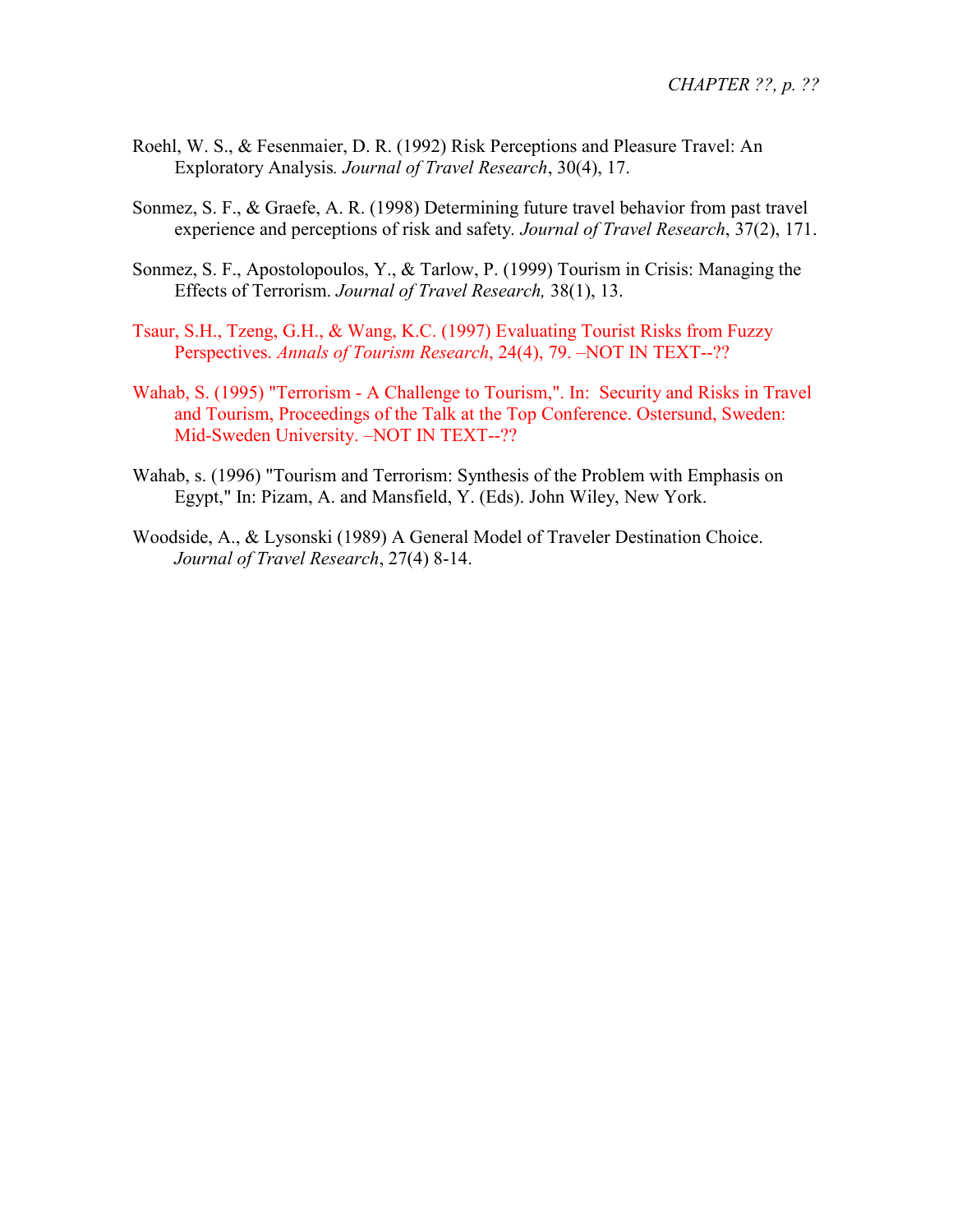Roehl, W. S., & Fesenmaier, D. R. (1992) Risk Perceptions and Pleasure Travel: An Exploratory Analysis*.* *Journal of Travel Research*, 30(4), 17.

Sonmez, S. F., & Graefe, A. R. (1998) Determining future travel behavior from past travel experience and perceptions of risk and safety*.* *Journal of Travel Research*, 37(2), 171.

Sonmez, S. F., Apostolopoulos, Y., & Tarlow, P. (1999) Tourism in Crisis: Managing the Effects of Terrorism. *Journal of Travel Research,* 38(1), 13.

Tsaur, S.H., Tzeng, G.H., & Wang, K.C. (1997) Evaluating Tourist Risks from Fuzzy Perspectives. *Annals of Tourism Research*, 24(4), 79. –NOT IN TEXT--??

Wahab, S. (1995) "Terrorism - A Challenge to Tourism,". In: Security and Risks in Travel and Tourism, Proceedings of the Talk at the Top Conference. Ostersund, Sweden: Mid-Sweden University. –NOT IN TEXT--??

Wahab, s. (1996) "Tourism and Terrorism: Synthesis of the Problem with Emphasis on Egypt," In: Pizam, A. and Mansfield, Y. (Eds). John Wiley, New York.

Woodside, A., & Lysonski (1989) A General Model of Traveler Destination Choice. *Journal of Travel Research*, 27(4) 8-14.